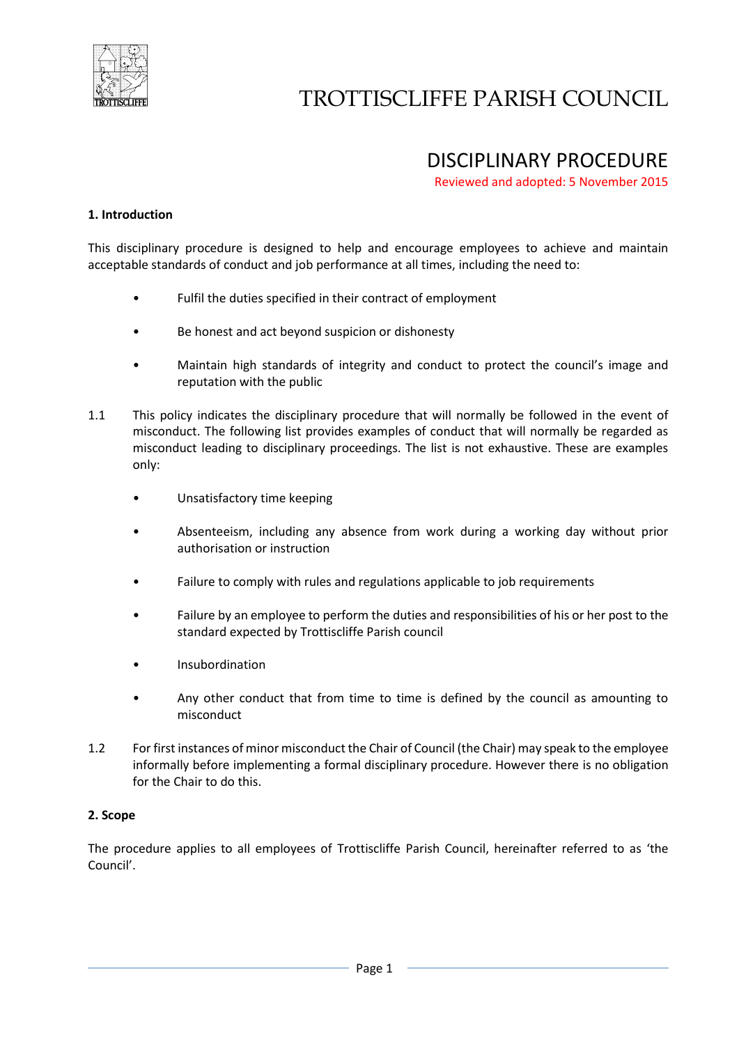# TROTTISCLIFFE PARISH COUNCIL

## DISCIPLINARY PROCEDURE

Reviewed and adopted: 5 November 2015

### 1. Introduction

This disciplinary procedure is designed to help and encourage employees to achieve and maintain acceptable standards of conduct and job performance at all times, including the need to:

- Fulfil the duties specified in their contract of employment
- Be honest and act beyond suspicion or dishonesty
- Maintain high standards of integrity and conduct to protect the council's image and reputation with the public

1.1 This policy indicates the disciplinary procedure that will normally be followed in the event of misconduct. The following list provides examples of conduct that will normally be regarded as misconduct leading to disciplinary proceedings. The list is not exhaustive. These are examples only:

- Unsatisfactory time keeping
- Absenteeism, including any absence from work during a working day without prior authorisation or instruction
- Failure to comply with rules and regulations applicable to job requirements
- Failure by an employee to perform the duties and responsibilities of his or her post to the standard expected by Trottiscliffe Parish council
- Insubordination
- Any other conduct that from time to time is defined by the council as amounting to misconduct

1.2 For first instances of minor misconduct the Chair of Council (the Chair) may speak to the employee informally before implementing a formal disciplinary procedure. However there is no obligation for the Chair to do this.

### 2. Scope

The procedure applies to all employees of Trottiscliffe Parish Council, hereinafter referred to as 'the Council'.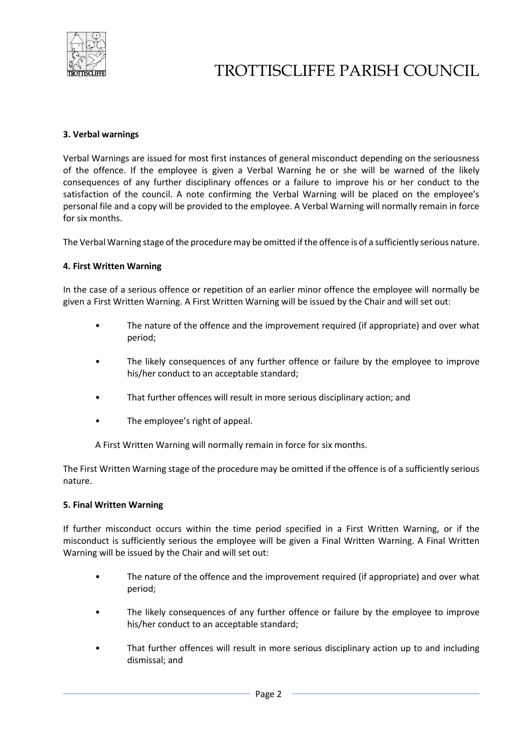### 3. Verbal warnings

Verbal Warnings are issued for most first instances of general misconduct depending on the seriousness of the offence. If the employee is given a Verbal Warning he or she will be warned of the likely consequences of any further disciplinary offences or a failure to improve his or her conduct to the satisfaction of the council. A note confirming the Verbal Warning will be placed on the employee's personal file and a copy will be provided to the employee. A Verbal Warning will normally remain in force for six months.

The Verbal Warning stage of the procedure may be omitted if the offence is of a sufficiently serious nature.

### 4. First Written Warning

In the case of a serious offence or repetition of an earlier minor offence the employee will normally be given a First Written Warning. A First Written Warning will be issued by the Chair and will set out:

- The nature of the offence and the improvement required (if appropriate) and over what period;
- The likely consequences of any further offence or failure by the employee to improve his/her conduct to an acceptable standard;
- That further offences will result in more serious disciplinary action; and
- The employee's right of appeal.

A First Written Warning will normally remain in force for six months.

The First Written Warning stage of the procedure may be omitted if the offence is of a sufficiently serious nature.

### 5. Final Written Warning

If further misconduct occurs within the time period specified in a First Written Warning, or if the misconduct is sufficiently serious the employee will be given a Final Written Warning. A Final Written Warning will be issued by the Chair and will set out:

- The nature of the offence and the improvement required (if appropriate) and over what period;
- The likely consequences of any further offence or failure by the employee to improve his/her conduct to an acceptable standard;
- That further offences will result in more serious disciplinary action up to and including dismissal; and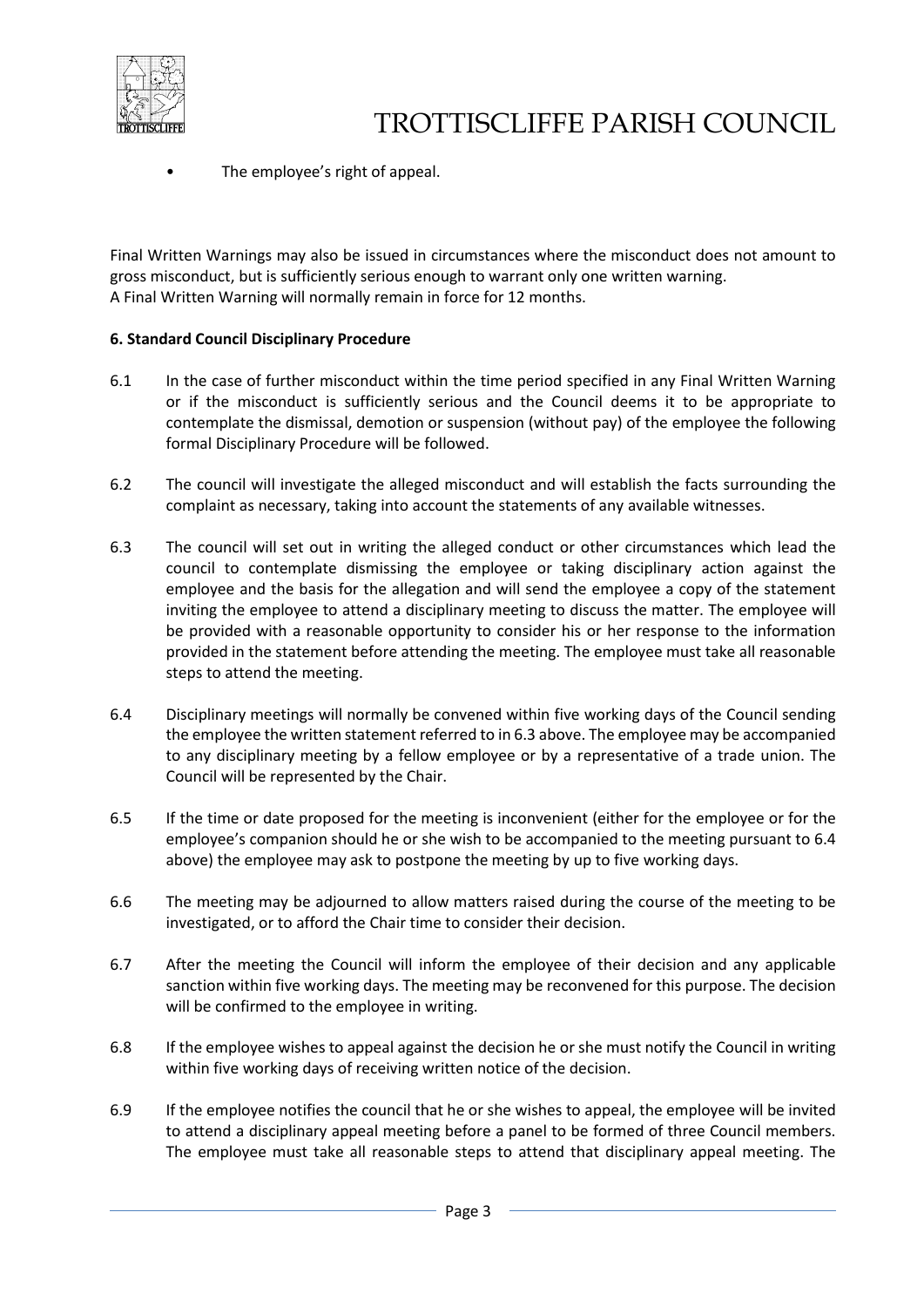- The employee's right of appeal.

Final Written Warnings may also be issued in circumstances where the misconduct does not amount to gross misconduct, but is sufficiently serious enough to warrant only one written warning.
A Final Written Warning will normally remain in force for 12 months.

**6. Standard Council Disciplinary Procedure**

6.1 In the case of further misconduct within the time period specified in any Final Written Warning or if the misconduct is sufficiently serious and the Council deems it to be appropriate to contemplate the dismissal, demotion or suspension (without pay) of the employee the following formal Disciplinary Procedure will be followed.

6.2 The council will investigate the alleged misconduct and will establish the facts surrounding the complaint as necessary, taking into account the statements of any available witnesses.

6.3 The council will set out in writing the alleged conduct or other circumstances which lead the council to contemplate dismissing the employee or taking disciplinary action against the employee and the basis for the allegation and will send the employee a copy of the statement inviting the employee to attend a disciplinary meeting to discuss the matter. The employee will be provided with a reasonable opportunity to consider his or her response to the information provided in the statement before attending the meeting. The employee must take all reasonable steps to attend the meeting.

6.4 Disciplinary meetings will normally be convened within five working days of the Council sending the employee the written statement referred to in 6.3 above. The employee may be accompanied to any disciplinary meeting by a fellow employee or by a representative of a trade union. The Council will be represented by the Chair.

6.5 If the time or date proposed for the meeting is inconvenient (either for the employee or for the employee's companion should he or she wish to be accompanied to the meeting pursuant to 6.4 above) the employee may ask to postpone the meeting by up to five working days.

6.6 The meeting may be adjourned to allow matters raised during the course of the meeting to be investigated, or to afford the Chair time to consider their decision.

6.7 After the meeting the Council will inform the employee of their decision and any applicable sanction within five working days. The meeting may be reconvened for this purpose. The decision will be confirmed to the employee in writing.

6.8 If the employee wishes to appeal against the decision he or she must notify the Council in writing within five working days of receiving written notice of the decision.

6.9 If the employee notifies the council that he or she wishes to appeal, the employee will be invited to attend a disciplinary appeal meeting before a panel to be formed of three Council members. The employee must take all reasonable steps to attend that disciplinary appeal meeting. The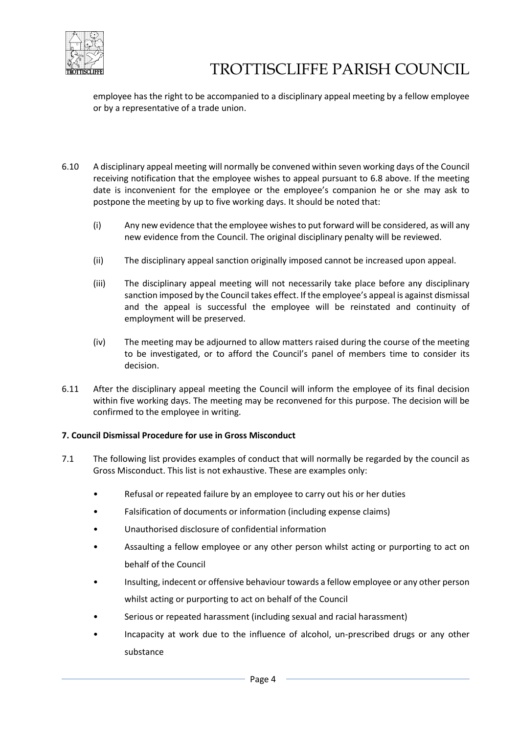employee has the right to be accompanied to a disciplinary appeal meeting by a fellow employee or by a representative of a trade union.

6.10 A disciplinary appeal meeting will normally be convened within seven working days of the Council receiving notification that the employee wishes to appeal pursuant to 6.8 above. If the meeting date is inconvenient for the employee or the employee's companion he or she may ask to postpone the meeting by up to five working days. It should be noted that:

(i) Any new evidence that the employee wishes to put forward will be considered, as will any new evidence from the Council. The original disciplinary penalty will be reviewed.

(ii) The disciplinary appeal sanction originally imposed cannot be increased upon appeal.

(iii) The disciplinary appeal meeting will not necessarily take place before any disciplinary sanction imposed by the Council takes effect. If the employee's appeal is against dismissal and the appeal is successful the employee will be reinstated and continuity of employment will be preserved.

(iv) The meeting may be adjourned to allow matters raised during the course of the meeting to be investigated, or to afford the Council's panel of members time to consider its decision.

6.11 After the disciplinary appeal meeting the Council will inform the employee of its final decision within five working days. The meeting may be reconvened for this purpose. The decision will be confirmed to the employee in writing.

**7. Council Dismissal Procedure for use in Gross Misconduct**

7.1 The following list provides examples of conduct that will normally be regarded by the council as Gross Misconduct. This list is not exhaustive. These are examples only:

- Refusal or repeated failure by an employee to carry out his or her duties
- Falsification of documents or information (including expense claims)
- Unauthorised disclosure of confidential information
- Assaulting a fellow employee or any other person whilst acting or purporting to act on behalf of the Council
- Insulting, indecent or offensive behaviour towards a fellow employee or any other person whilst acting or purporting to act on behalf of the Council
- Serious or repeated harassment (including sexual and racial harassment)
- Incapacity at work due to the influence of alcohol, un-prescribed drugs or any other substance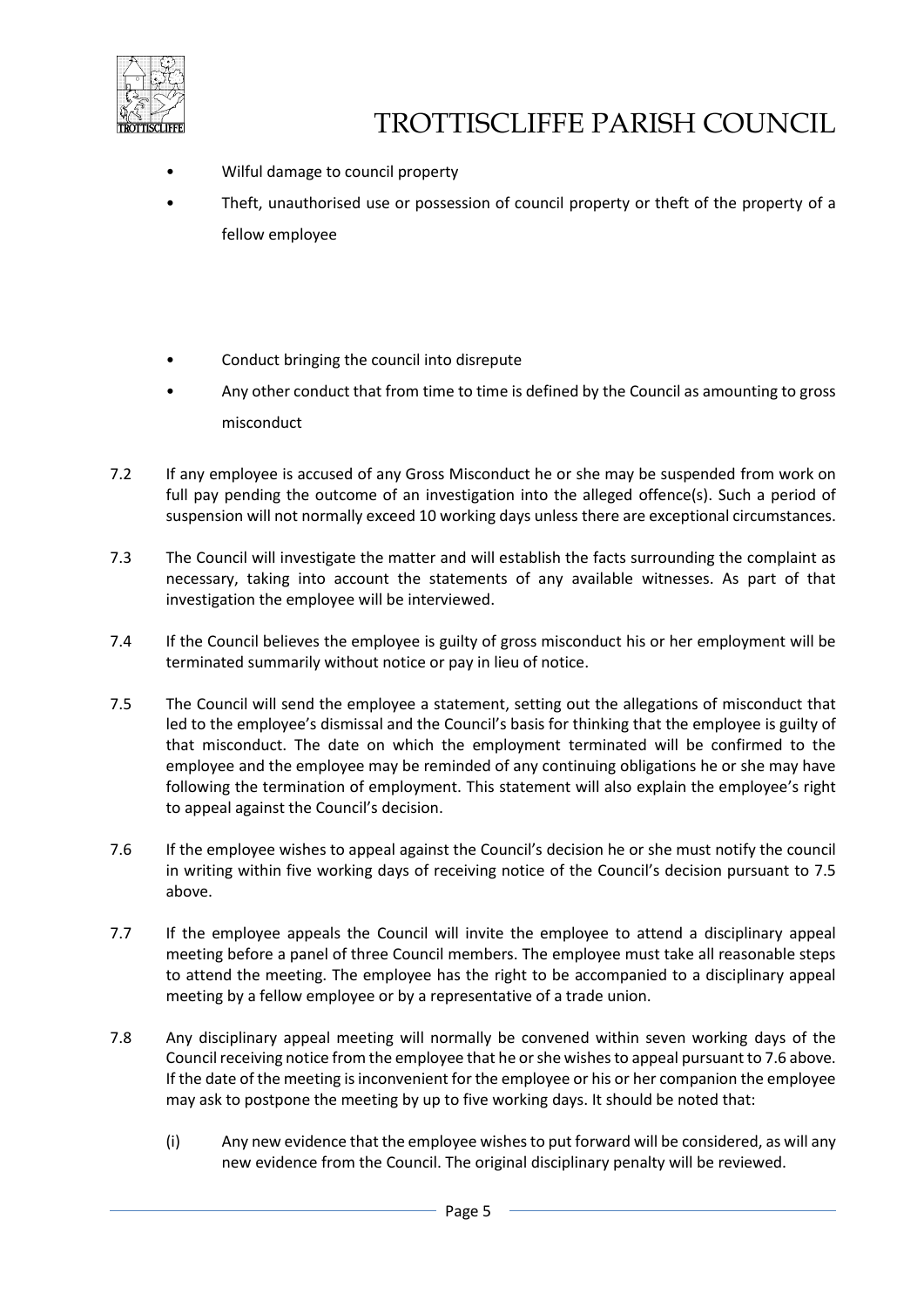- Wilful damage to council property
- Theft, unauthorised use or possession of council property or theft of the property of a fellow employee
- Conduct bringing the council into disrepute
- Any other conduct that from time to time is defined by the Council as amounting to gross misconduct

7.2 If any employee is accused of any Gross Misconduct he or she may be suspended from work on full pay pending the outcome of an investigation into the alleged offence(s). Such a period of suspension will not normally exceed 10 working days unless there are exceptional circumstances.

7.3 The Council will investigate the matter and will establish the facts surrounding the complaint as necessary, taking into account the statements of any available witnesses. As part of that investigation the employee will be interviewed.

7.4 If the Council believes the employee is guilty of gross misconduct his or her employment will be terminated summarily without notice or pay in lieu of notice.

7.5 The Council will send the employee a statement, setting out the allegations of misconduct that led to the employee's dismissal and the Council's basis for thinking that the employee is guilty of that misconduct. The date on which the employment terminated will be confirmed to the employee and the employee may be reminded of any continuing obligations he or she may have following the termination of employment. This statement will also explain the employee's right to appeal against the Council's decision.

7.6 If the employee wishes to appeal against the Council's decision he or she must notify the council in writing within five working days of receiving notice of the Council's decision pursuant to 7.5 above.

7.7 If the employee appeals the Council will invite the employee to attend a disciplinary appeal meeting before a panel of three Council members. The employee must take all reasonable steps to attend the meeting. The employee has the right to be accompanied to a disciplinary appeal meeting by a fellow employee or by a representative of a trade union.

7.8 Any disciplinary appeal meeting will normally be convened within seven working days of the Council receiving notice from the employee that he or she wishes to appeal pursuant to 7.6 above. If the date of the meeting is inconvenient for the employee or his or her companion the employee may ask to postpone the meeting by up to five working days. It should be noted that:

(i) Any new evidence that the employee wishes to put forward will be considered, as will any new evidence from the Council. The original disciplinary penalty will be reviewed.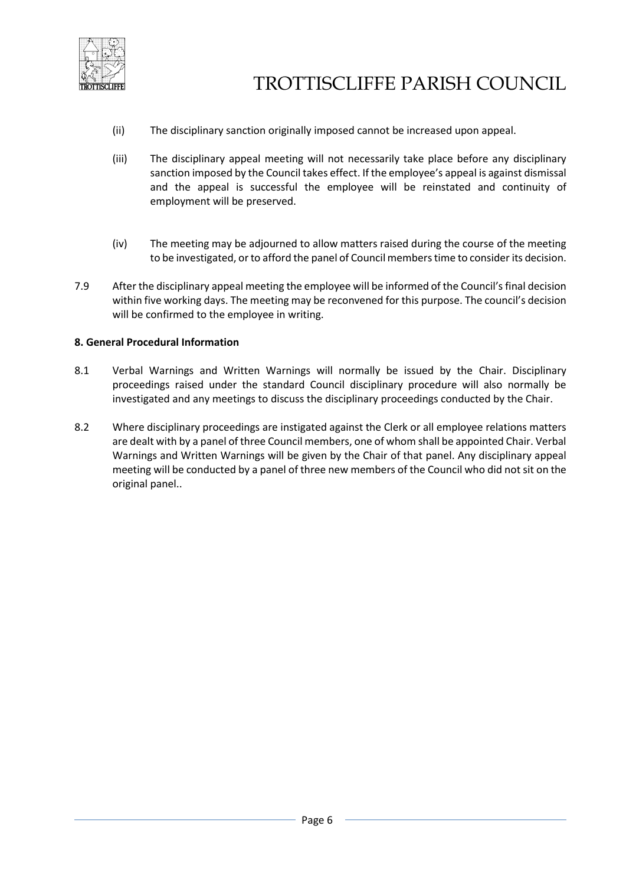(ii) The disciplinary sanction originally imposed cannot be increased upon appeal.

(iii) The disciplinary appeal meeting will not necessarily take place before any disciplinary sanction imposed by the Council takes effect. If the employee's appeal is against dismissal and the appeal is successful the employee will be reinstated and continuity of employment will be preserved.

(iv) The meeting may be adjourned to allow matters raised during the course of the meeting to be investigated, or to afford the panel of Council members time to consider its decision.

7.9 After the disciplinary appeal meeting the employee will be informed of the Council's final decision within five working days. The meeting may be reconvened for this purpose. The council's decision will be confirmed to the employee in writing.

**8. General Procedural Information**

8.1 Verbal Warnings and Written Warnings will normally be issued by the Chair. Disciplinary proceedings raised under the standard Council disciplinary procedure will also normally be investigated and any meetings to discuss the disciplinary proceedings conducted by the Chair.

8.2 Where disciplinary proceedings are instigated against the Clerk or all employee relations matters are dealt with by a panel of three Council members, one of whom shall be appointed Chair. Verbal Warnings and Written Warnings will be given by the Chair of that panel. Any disciplinary appeal meeting will be conducted by a panel of three new members of the Council who did not sit on the original panel..